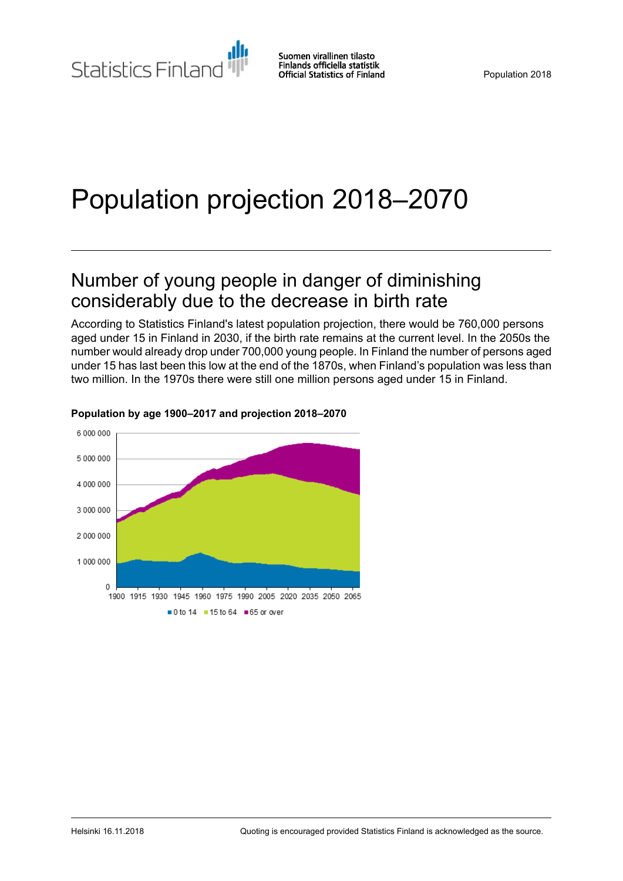# Population projection 2018–2070

## Number of young people in danger of diminishing considerably due to the decrease in birth rate

According to Statistics Finland's latest population projection, there would be 760,000 persons aged under 15 in Finland in 2030, if the birth rate remains at the current level. In the 2050s the number would already drop under 700,000 young people. In Finland the number of persons aged under 15 has last been this low at the end of the 1870s, when Finland's population was less than two million. In the 1970s there were still one million persons aged under 15 in Finland.

**Population by age 1900–2017 and projection 2018–2070**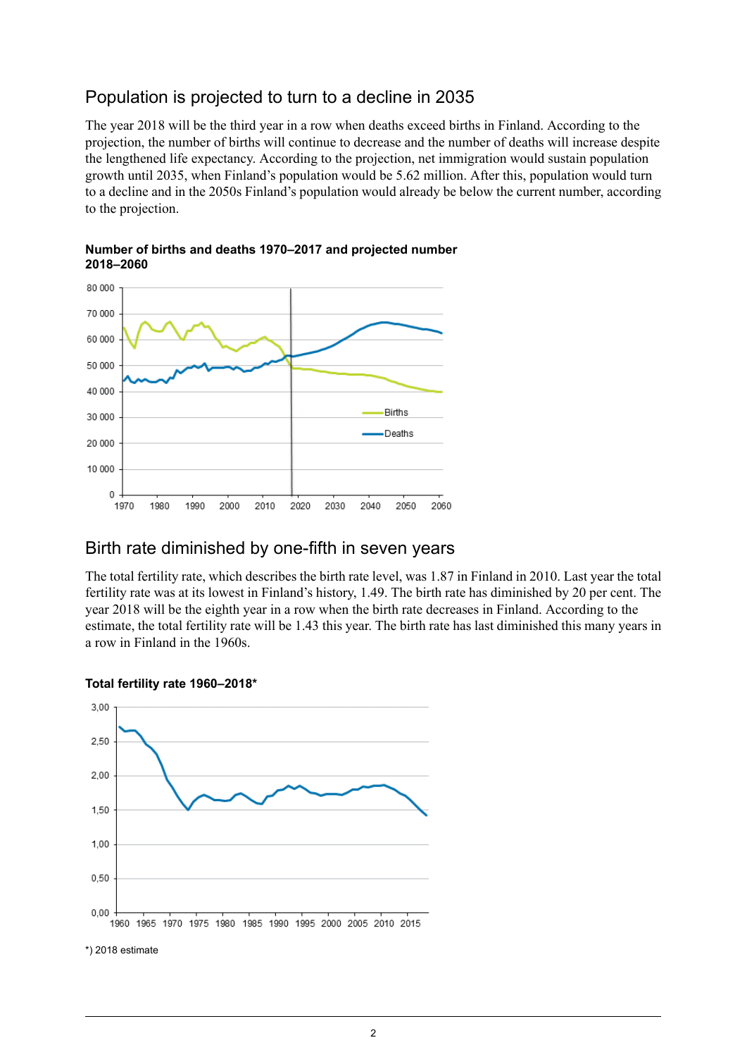## Population is projected to turn to a decline in 2035

The year 2018 will be the third year in a row when deaths exceed births in Finland. According to the projection, the number of births will continue to decrease and the number of deaths will increase despite the lengthened life expectancy. According to the projection, net immigration would sustain population growth until 2035, when Finland's population would be 5.62 million. After this, population would turn to a decline and in the 2050s Finland's population would already be below the current number, according to the projection.

**Number of births and deaths 1970–2017 and projected number 2018–2060**

## Birth rate diminished by one-fifth in seven years

The total fertility rate, which describes the birth rate level, was 1.87 in Finland in 2010. Last year the total fertility rate was at its lowest in Finland's history, 1.49. The birth rate has diminished by 20 per cent. The year 2018 will be the eighth year in a row when the birth rate decreases in Finland. According to the estimate, the total fertility rate will be 1.43 this year. The birth rate has last diminished this many years in a row in Finland in the 1960s.

**Total fertility rate 1960–2018***

*) 2018 estimate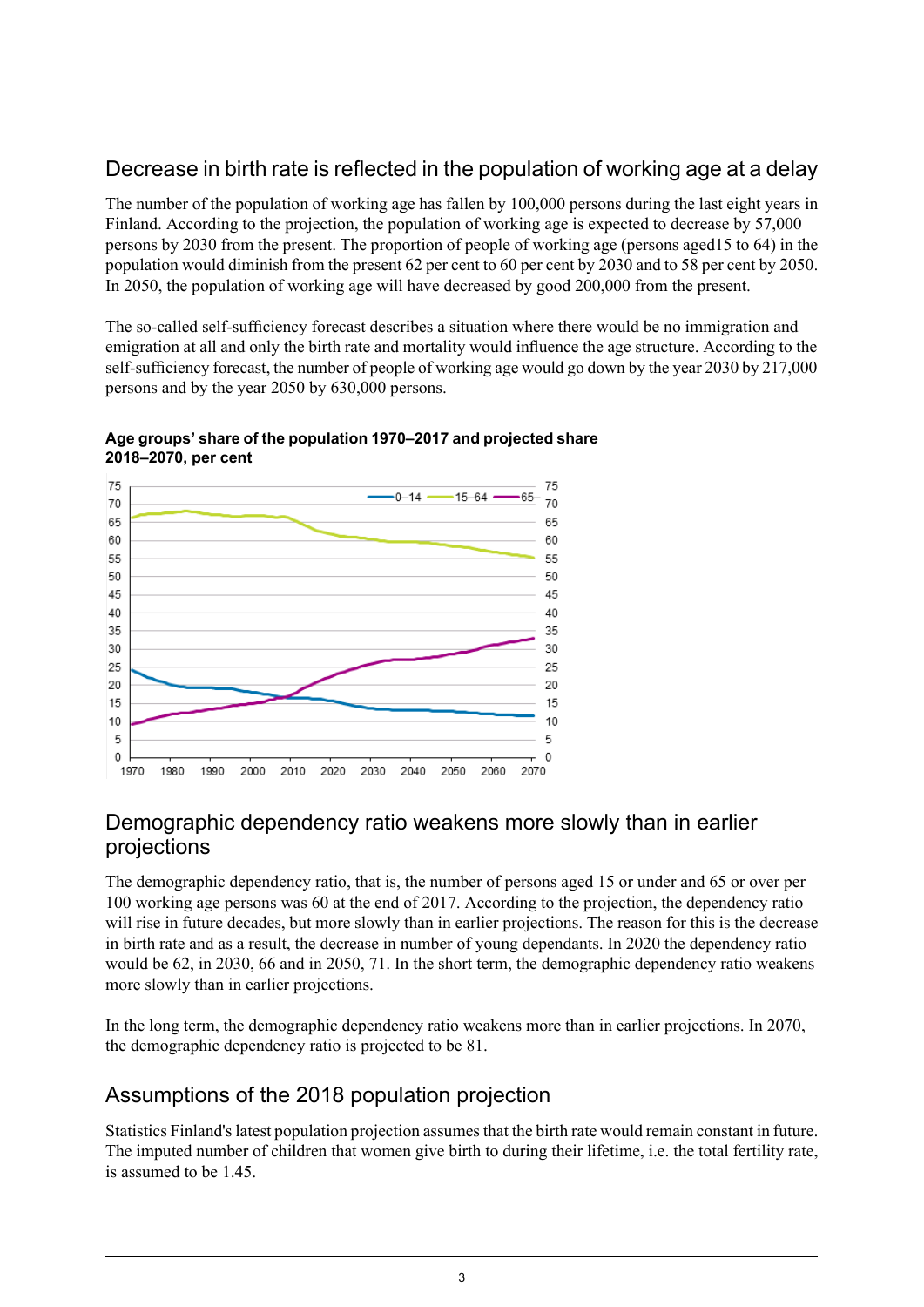## Decrease in birth rate is reflected in the population of working age at a delay

The number of the population of working age has fallen by 100,000 persons during the last eight years in Finland. According to the projection, the population of working age is expected to decrease by 57,000 persons by 2030 from the present. The proportion of people of working age (persons aged15 to 64) in the population would diminish from the present 62 per cent to 60 per cent by 2030 and to 58 per cent by 2050. In 2050, the population of working age will have decreased by good 200,000 from the present.

The so-called self-sufficiency forecast describes a situation where there would be no immigration and emigration at all and only the birth rate and mortality would influence the age structure. According to the self-sufficiency forecast, the number of people of working age would go down by the year 2030 by 217,000 persons and by the year 2050 by 630,000 persons.

**Age groups' share of the population 1970–2017 and projected share 2018–2070, per cent**

## Demographic dependency ratio weakens more slowly than in earlier projections

The demographic dependency ratio, that is, the number of persons aged 15 or under and 65 or over per 100 working age persons was 60 at the end of 2017. According to the projection, the dependency ratio will rise in future decades, but more slowly than in earlier projections. The reason for this is the decrease in birth rate and as a result, the decrease in number of young dependants. In 2020 the dependency ratio would be 62, in 2030, 66 and in 2050, 71. In the short term, the demographic dependency ratio weakens more slowly than in earlier projections.

In the long term, the demographic dependency ratio weakens more than in earlier projections. In 2070, the demographic dependency ratio is projected to be 81.

## Assumptions of the 2018 population projection

Statistics Finland's latest population projection assumes that the birth rate would remain constant in future. The imputed number of children that women give birth to during their lifetime, i.e. the total fertility rate, is assumed to be 1.45.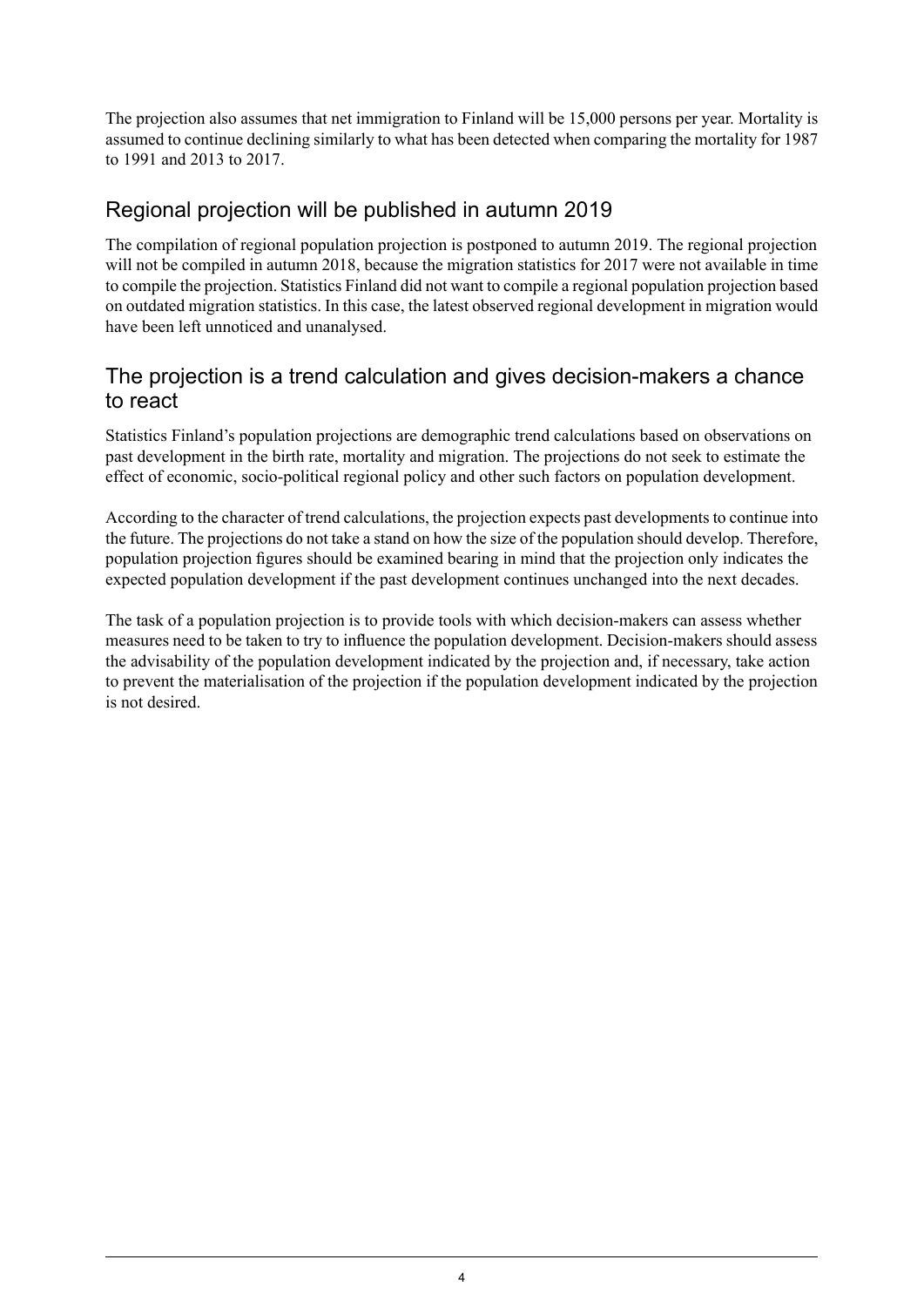The projection also assumes that net immigration to Finland will be 15,000 persons per year. Mortality is assumed to continue declining similarly to what has been detected when comparing the mortality for 1987 to 1991 and 2013 to 2017.

## Regional projection will be published in autumn 2019

The compilation of regional population projection is postponed to autumn 2019. The regional projection will not be compiled in autumn 2018, because the migration statistics for 2017 were not available in time to compile the projection. Statistics Finland did not want to compile a regional population projection based on outdated migration statistics. In this case, the latest observed regional development in migration would have been left unnoticed and unanalysed.

## The projection is a trend calculation and gives decision-makers a chance to react

Statistics Finland's population projections are demographic trend calculations based on observations on past development in the birth rate, mortality and migration. The projections do not seek to estimate the effect of economic, socio-political regional policy and other such factors on population development.

According to the character of trend calculations, the projection expects past developments to continue into the future. The projections do not take a stand on how the size of the population should develop. Therefore, population projection figures should be examined bearing in mind that the projection only indicates the expected population development if the past development continues unchanged into the next decades.

The task of a population projection is to provide tools with which decision-makers can assess whether measures need to be taken to try to influence the population development. Decision-makers should assess the advisability of the population development indicated by the projection and, if necessary, take action to prevent the materialisation of the projection if the population development indicated by the projection is not desired.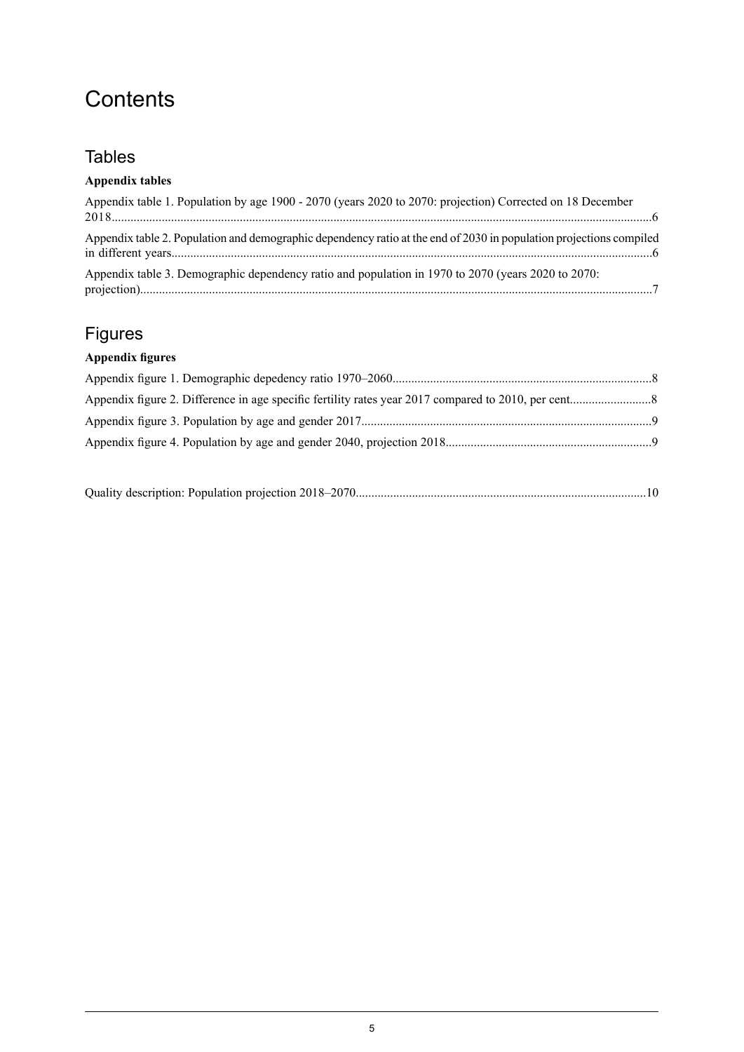# Contents

## Tables

**Appendix tables**

Appendix table 1. Population by age 1900 - 2070 (years 2020 to 2070: projection) Corrected on 18 December 2018..........6

Appendix table 2. Population and demographic dependency ratio at the end of 2030 in population projections compiled in different years..........6

Appendix table 3. Demographic dependency ratio and population in 1970 to 2070 (years 2020 to 2070: projection)..........7

## Figures

**Appendix figures**

Appendix figure 1. Demographic depedency ratio 1970–2060..........8

Appendix figure 2. Difference in age specific fertility rates year 2017 compared to 2010, per cent..........8

Appendix figure 3. Population by age and gender 2017..........9

Appendix figure 4. Population by age and gender 2040, projection 2018..........9

Quality description: Population projection 2018–2070..........10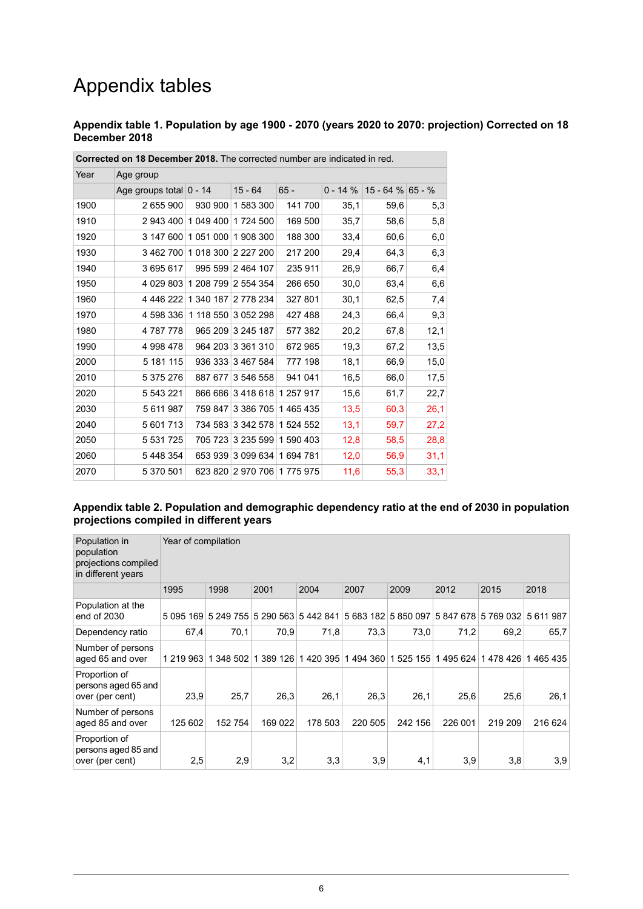# Appendix tables

### Appendix table 1. Population by age 1900 - 2070 (years 2020 to 2070: projection) Corrected on 18 December 2018

| **Corrected on 18 December 2018.** The corrected number are indicated in red. | | | | | | | |
|---|---|---|---|---|---|---|---|
| Year | Age group | | | | | | |
| | Age groups total | 0 - 14 | 15 - 64 | 65 - | 0 - 14 % | 15 - 64 % | 65 - % |
| 1900 | 2 655 900 | 930 900 | 1 583 300 | 141 700 | 35,1 | 59,6 | 5,3 |
| 1910 | 2 943 400 | 1 049 400 | 1 724 500 | 169 500 | 35,7 | 58,6 | 5,8 |
| 1920 | 3 147 600 | 1 051 000 | 1 908 300 | 188 300 | 33,4 | 60,6 | 6,0 |
| 1930 | 3 462 700 | 1 018 300 | 2 227 200 | 217 200 | 29,4 | 64,3 | 6,3 |
| 1940 | 3 695 617 | 995 599 | 2 464 107 | 235 911 | 26,9 | 66,7 | 6,4 |
| 1950 | 4 029 803 | 1 208 799 | 2 554 354 | 266 650 | 30,0 | 63,4 | 6,6 |
| 1960 | 4 446 222 | 1 340 187 | 2 778 234 | 327 801 | 30,1 | 62,5 | 7,4 |
| 1970 | 4 598 336 | 1 118 550 | 3 052 298 | 427 488 | 24,3 | 66,4 | 9,3 |
| 1980 | 4 787 778 | 965 209 | 3 245 187 | 577 382 | 20,2 | 67,8 | 12,1 |
| 1990 | 4 998 478 | 964 203 | 3 361 310 | 672 965 | 19,3 | 67,2 | 13,5 |
| 2000 | 5 181 115 | 936 333 | 3 467 584 | 777 198 | 18,1 | 66,9 | 15,0 |
| 2010 | 5 375 276 | 887 677 | 3 546 558 | 941 041 | 16,5 | 66,0 | 17,5 |
| 2020 | 5 543 221 | 866 686 | 3 418 618 | 1 257 917 | 15,6 | 61,7 | 22,7 |
| 2030 | 5 611 987 | 759 847 | 3 386 705 | 1 465 435 | 13,5 | 60,3 | 26,1 |
| 2040 | 5 601 713 | 734 583 | 3 342 578 | 1 524 552 | 13,1 | 59,7 | 27,2 |
| 2050 | 5 531 725 | 705 723 | 3 235 599 | 1 590 403 | 12,8 | 58,5 | 28,8 |
| 2060 | 5 448 354 | 653 939 | 3 099 634 | 1 694 781 | 12,0 | 56,9 | 31,1 |
| 2070 | 5 370 501 | 623 820 | 2 970 706 | 1 775 975 | 11,6 | 55,3 | 33,1 |

### Appendix table 2. Population and demographic dependency ratio at the end of 2030 in population projections compiled in different years

| Population in population projections compiled in different years | Year of compilation | | | | | | | | |
|---|---|---|---|---|---|---|---|---|---|
| | 1995 | 1998 | 2001 | 2004 | 2007 | 2009 | 2012 | 2015 | 2018 |
| Population at the end of 2030 | 5 095 169 | 5 249 755 | 5 290 563 | 5 442 841 | 5 683 182 | 5 850 097 | 5 847 678 | 5 769 032 | 5 611 987 |
| Dependency ratio | 67,4 | 70,1 | 70,9 | 71,8 | 73,3 | 73,0 | 71,2 | 69,2 | 65,7 |
| Number of persons aged 65 and over | 1 219 963 | 1 348 502 | 1 389 126 | 1 420 395 | 1 494 360 | 1 525 155 | 1 495 624 | 1 478 426 | 1 465 435 |
| Proportion of persons aged 65 and over (per cent) | 23,9 | 25,7 | 26,3 | 26,1 | 26,3 | 26,1 | 25,6 | 25,6 | 26,1 |
| Number of persons aged 85 and over | 125 602 | 152 754 | 169 022 | 178 503 | 220 505 | 242 156 | 226 001 | 219 209 | 216 624 |
| Proportion of persons aged 85 and over (per cent) | 2,5 | 2,9 | 3,2 | 3,3 | 3,9 | 4,1 | 3,9 | 3,8 | 3,9 |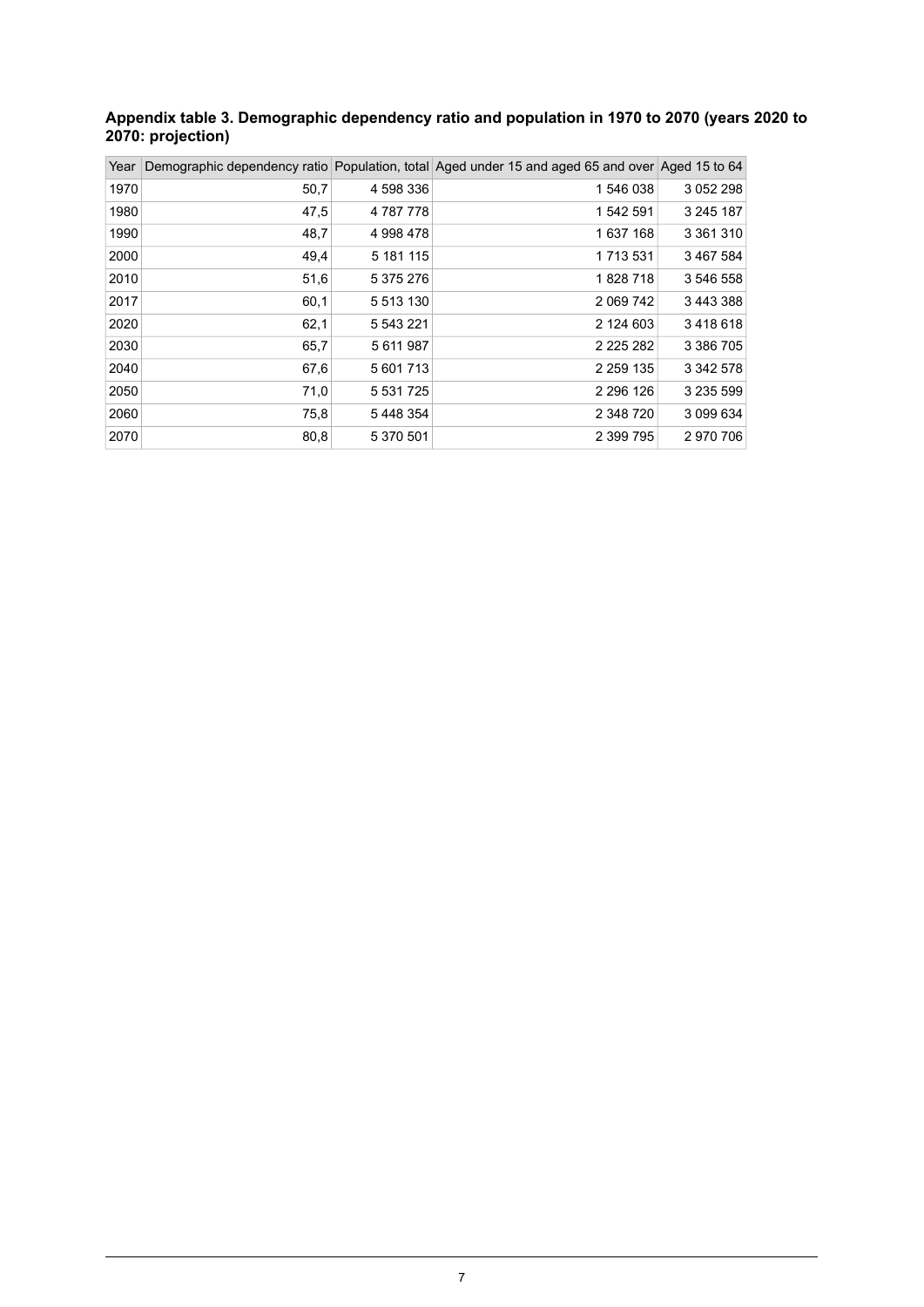**Appendix table 3. Demographic dependency ratio and population in 1970 to 2070 (years 2020 to 2070: projection)**

| Year | Demographic dependency ratio | Population, total | Aged under 15 and aged 65 and over | Aged 15 to 64 |
|---|---|---|---|---|
| 1970 | 50,7 | 4 598 336 | 1 546 038 | 3 052 298 |
| 1980 | 47,5 | 4 787 778 | 1 542 591 | 3 245 187 |
| 1990 | 48,7 | 4 998 478 | 1 637 168 | 3 361 310 |
| 2000 | 49,4 | 5 181 115 | 1 713 531 | 3 467 584 |
| 2010 | 51,6 | 5 375 276 | 1 828 718 | 3 546 558 |
| 2017 | 60,1 | 5 513 130 | 2 069 742 | 3 443 388 |
| 2020 | 62,1 | 5 543 221 | 2 124 603 | 3 418 618 |
| 2030 | 65,7 | 5 611 987 | 2 225 282 | 3 386 705 |
| 2040 | 67,6 | 5 601 713 | 2 259 135 | 3 342 578 |
| 2050 | 71,0 | 5 531 725 | 2 296 126 | 3 235 599 |
| 2060 | 75,8 | 5 448 354 | 2 348 720 | 3 099 634 |
| 2070 | 80,8 | 5 370 501 | 2 399 795 | 2 970 706 |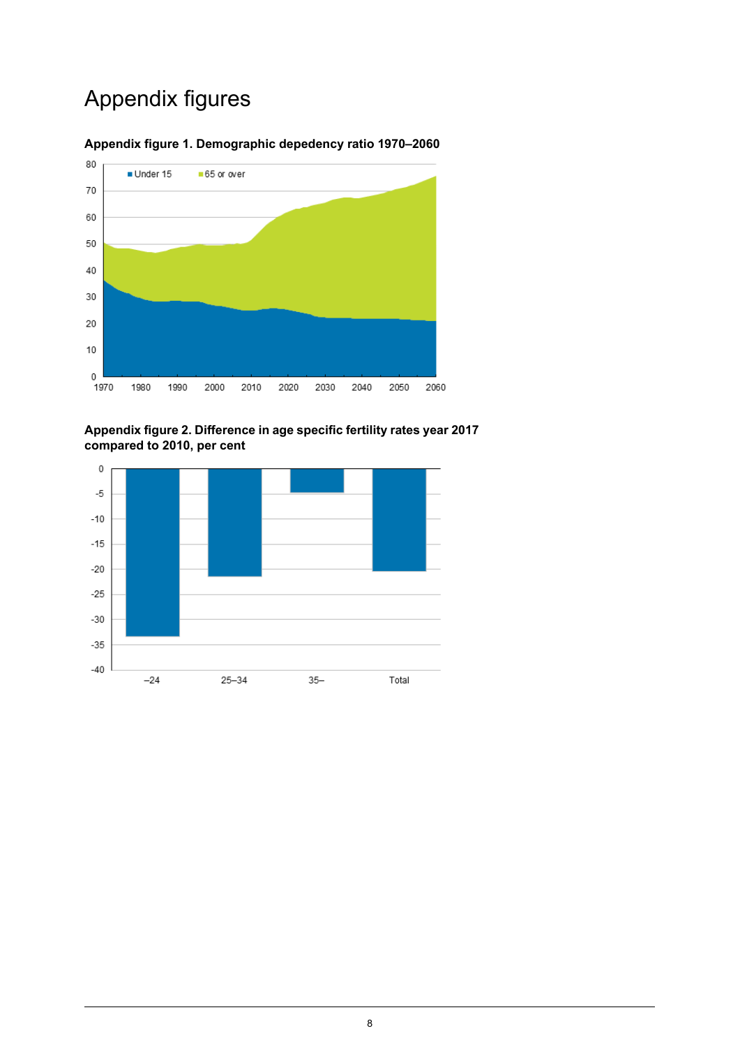# Appendix figures

**Appendix figure 1. Demographic depedency ratio 1970–2060**

**Appendix figure 2. Difference in age specific fertility rates year 2017 compared to 2010, per cent**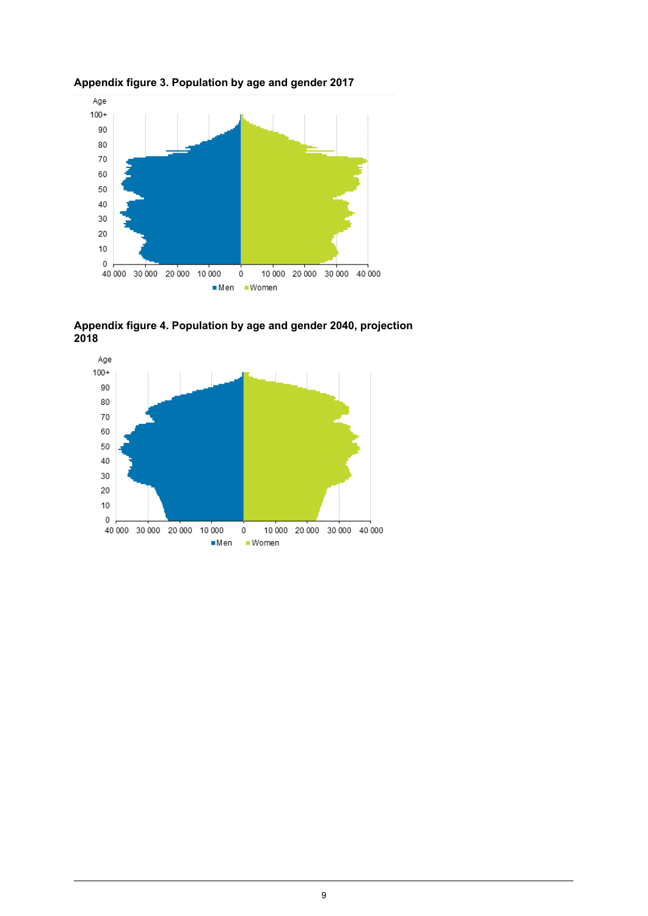**Appendix figure 3. Population by age and gender 2017**

**Appendix figure 4. Population by age and gender 2040, projection 2018**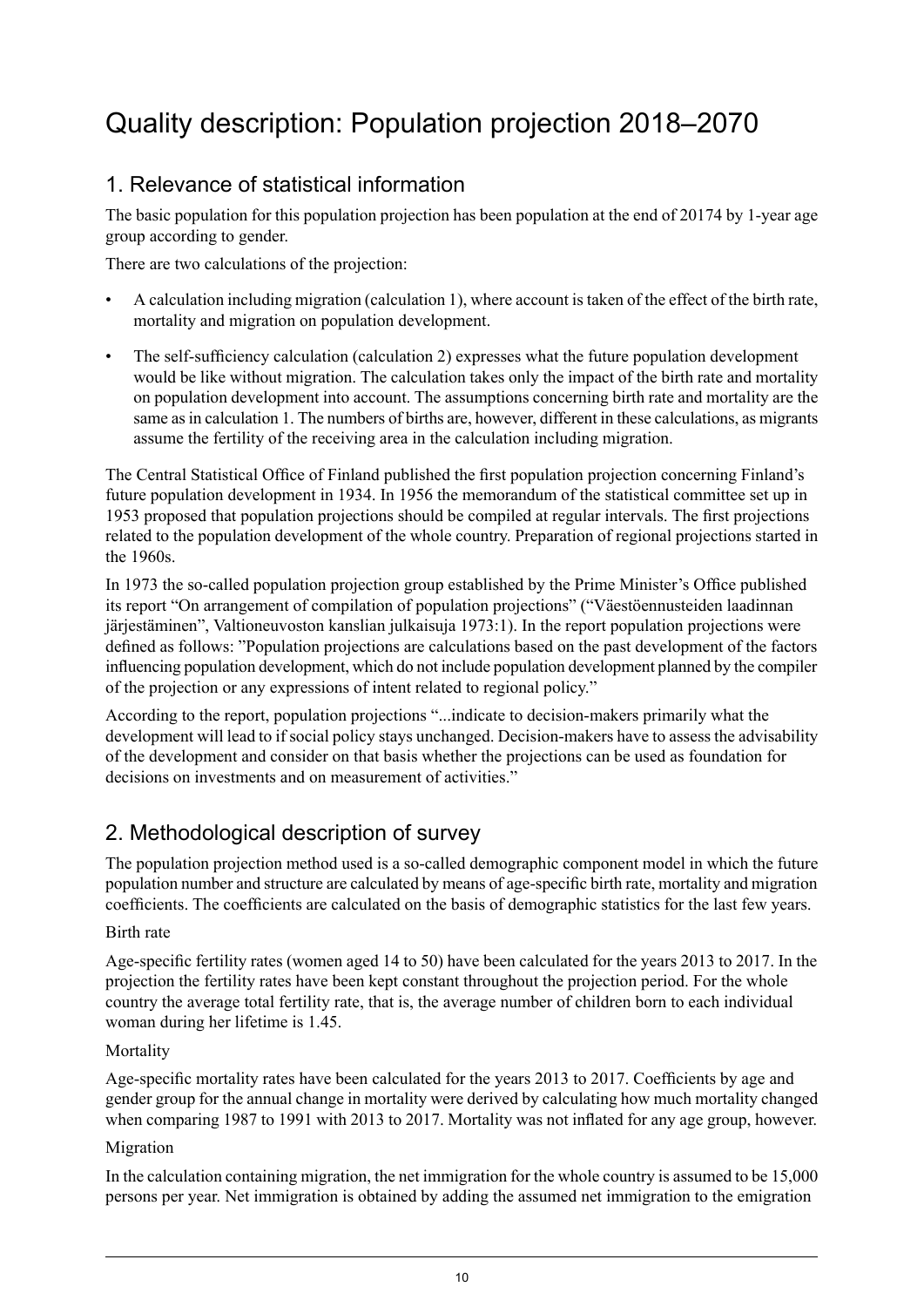# Quality description: Population projection 2018–2070

## 1. Relevance of statistical information

The basic population for this population projection has been population at the end of 20174 by 1-year age group according to gender.

There are two calculations of the projection:

- A calculation including migration (calculation 1), where account is taken of the effect of the birth rate, mortality and migration on population development.
- The self-sufficiency calculation (calculation 2) expresses what the future population development would be like without migration. The calculation takes only the impact of the birth rate and mortality on population development into account. The assumptions concerning birth rate and mortality are the same as in calculation 1. The numbers of births are, however, different in these calculations, as migrants assume the fertility of the receiving area in the calculation including migration.

The Central Statistical Office of Finland published the first population projection concerning Finland's future population development in 1934. In 1956 the memorandum of the statistical committee set up in 1953 proposed that population projections should be compiled at regular intervals. The first projections related to the population development of the whole country. Preparation of regional projections started in the 1960s.

In 1973 the so-called population projection group established by the Prime Minister's Office published its report "On arrangement of compilation of population projections" ("Väestöennusteiden laadinnan järjestäminen", Valtioneuvoston kanslian julkaisuja 1973:1). In the report population projections were defined as follows: "Population projections are calculations based on the past development of the factors influencing population development, which do not include population development planned by the compiler of the projection or any expressions of intent related to regional policy."

According to the report, population projections "...indicate to decision-makers primarily what the development will lead to if social policy stays unchanged. Decision-makers have to assess the advisability of the development and consider on that basis whether the projections can be used as foundation for decisions on investments and on measurement of activities."

## 2. Methodological description of survey

The population projection method used is a so-called demographic component model in which the future population number and structure are calculated by means of age-specific birth rate, mortality and migration coefficients. The coefficients are calculated on the basis of demographic statistics for the last few years.

Birth rate

Age-specific fertility rates (women aged 14 to 50) have been calculated for the years 2013 to 2017. In the projection the fertility rates have been kept constant throughout the projection period. For the whole country the average total fertility rate, that is, the average number of children born to each individual woman during her lifetime is 1.45.

Mortality

Age-specific mortality rates have been calculated for the years 2013 to 2017. Coefficients by age and gender group for the annual change in mortality were derived by calculating how much mortality changed when comparing 1987 to 1991 with 2013 to 2017. Mortality was not inflated for any age group, however.

Migration

In the calculation containing migration, the net immigration for the whole country is assumed to be 15,000 persons per year. Net immigration is obtained by adding the assumed net immigration to the emigration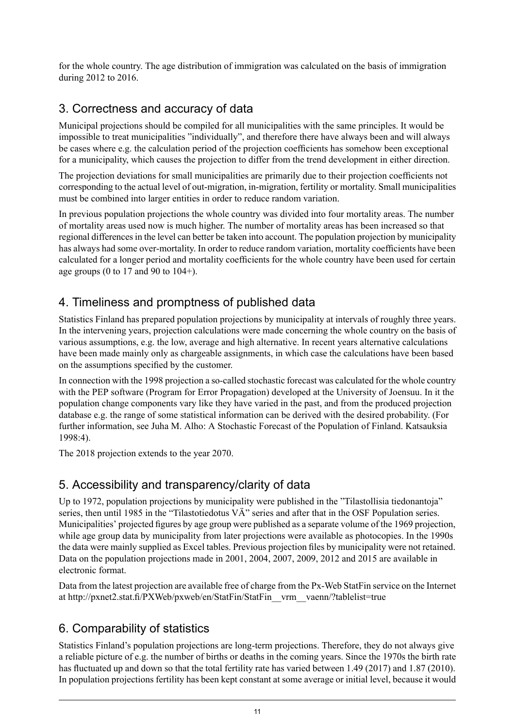for the whole country. The age distribution of immigration was calculated on the basis of immigration during 2012 to 2016.

## 3. Correctness and accuracy of data

Municipal projections should be compiled for all municipalities with the same principles. It would be impossible to treat municipalities "individually", and therefore there have always been and will always be cases where e.g. the calculation period of the projection coefficients has somehow been exceptional for a municipality, which causes the projection to differ from the trend development in either direction.

The projection deviations for small municipalities are primarily due to their projection coefficients not corresponding to the actual level of out-migration, in-migration, fertility or mortality. Small municipalities must be combined into larger entities in order to reduce random variation.

In previous population projections the whole country was divided into four mortality areas. The number of mortality areas used now is much higher. The number of mortality areas has been increased so that regional differences in the level can better be taken into account. The population projection by municipality has always had some over-mortality. In order to reduce random variation, mortality coefficients have been calculated for a longer period and mortality coefficients for the whole country have been used for certain age groups (0 to 17 and 90 to 104+).

## 4. Timeliness and promptness of published data

Statistics Finland has prepared population projections by municipality at intervals of roughly three years. In the intervening years, projection calculations were made concerning the whole country on the basis of various assumptions, e.g. the low, average and high alternative. In recent years alternative calculations have been made mainly only as chargeable assignments, in which case the calculations have been based on the assumptions specified by the customer.

In connection with the 1998 projection a so-called stochastic forecast was calculated for the whole country with the PEP software (Program for Error Propagation) developed at the University of Joensuu. In it the population change components vary like they have varied in the past, and from the produced projection database e.g. the range of some statistical information can be derived with the desired probability. (For further information, see Juha M. Alho: A Stochastic Forecast of the Population of Finland. Katsauksia 1998:4).

The 2018 projection extends to the year 2070.

## 5. Accessibility and transparency/clarity of data

Up to 1972, population projections by municipality were published in the "Tilastollisia tiedonantoja" series, then until 1985 in the "Tilastotiedotus VÄ" series and after that in the OSF Population series. Municipalities' projected figures by age group were published as a separate volume of the 1969 projection, while age group data by municipality from later projections were available as photocopies. In the 1990s the data were mainly supplied as Excel tables. Previous projection files by municipality were not retained. Data on the population projections made in 2001, 2004, 2007, 2009, 2012 and 2015 are available in electronic format.

Data from the latest projection are available free of charge from the Px-Web StatFin service on the Internet at http://pxnet2.stat.fi/PXWeb/pxweb/en/StatFin/StatFin__vrm__vaenn/?tablelist=true

## 6. Comparability of statistics

Statistics Finland's population projections are long-term projections. Therefore, they do not always give a reliable picture of e.g. the number of births or deaths in the coming years. Since the 1970s the birth rate has fluctuated up and down so that the total fertility rate has varied between 1.49 (2017) and 1.87 (2010). In population projections fertility has been kept constant at some average or initial level, because it would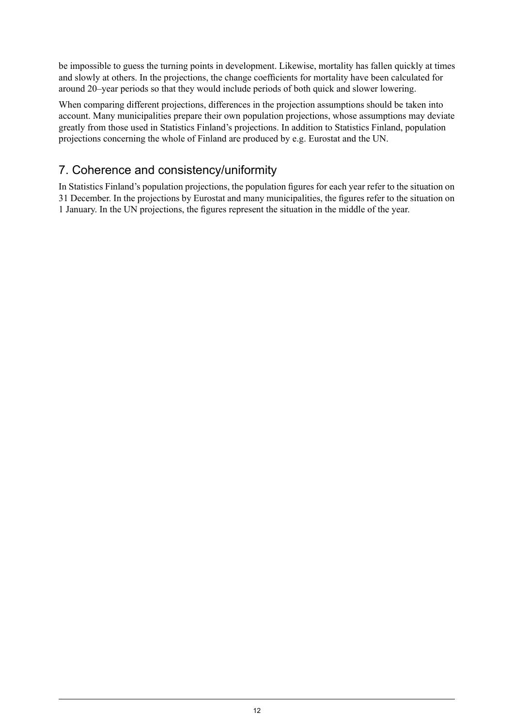be impossible to guess the turning points in development. Likewise, mortality has fallen quickly at times and slowly at others. In the projections, the change coefficients for mortality have been calculated for around 20–year periods so that they would include periods of both quick and slower lowering.

When comparing different projections, differences in the projection assumptions should be taken into account. Many municipalities prepare their own population projections, whose assumptions may deviate greatly from those used in Statistics Finland's projections. In addition to Statistics Finland, population projections concerning the whole of Finland are produced by e.g. Eurostat and the UN.

## 7. Coherence and consistency/uniformity

In Statistics Finland's population projections, the population figures for each year refer to the situation on 31 December. In the projections by Eurostat and many municipalities, the figures refer to the situation on 1 January. In the UN projections, the figures represent the situation in the middle of the year.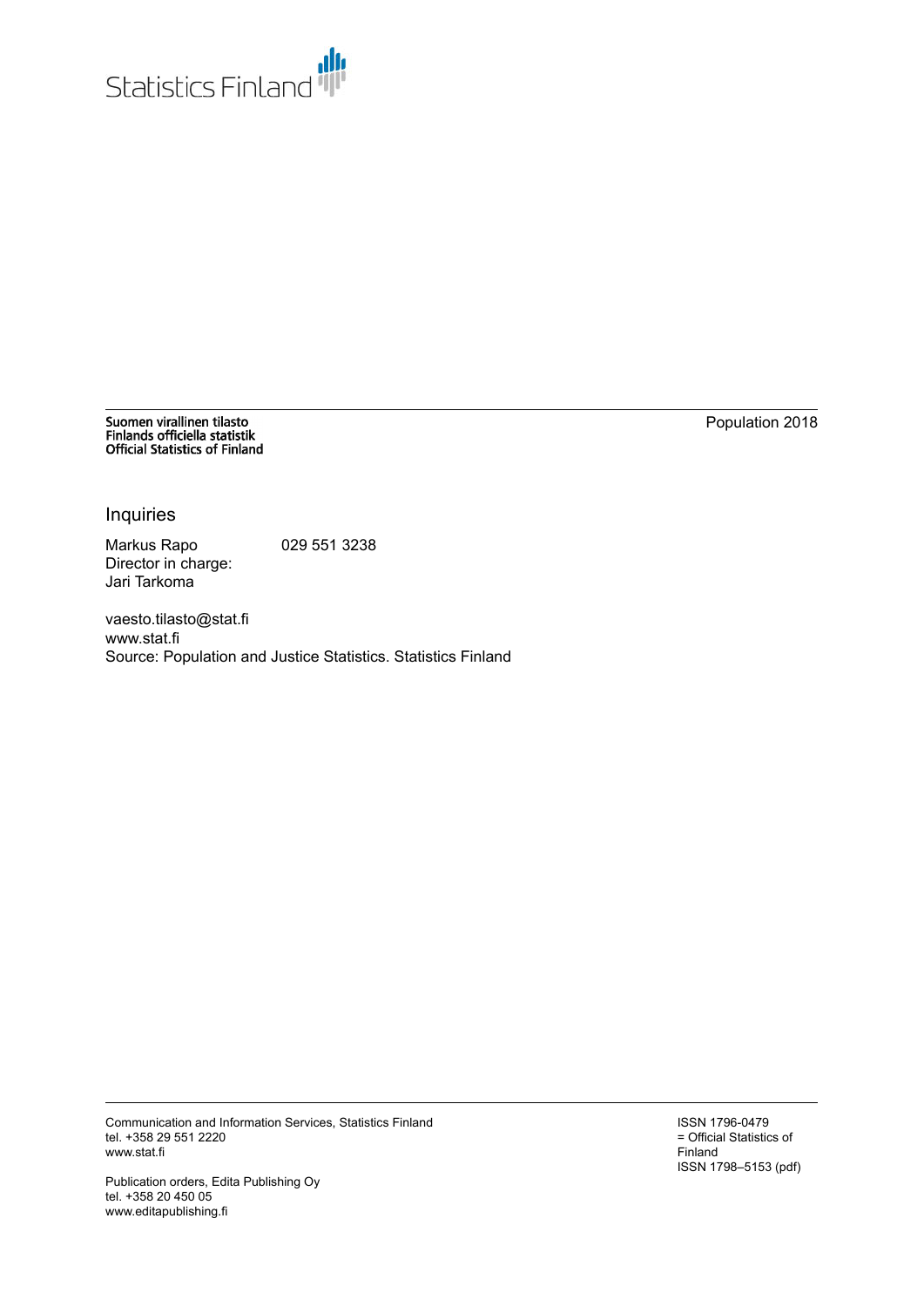Statistics Finland

Suomen virallinen tilasto
Finlands officiella statistik
Official Statistics of Finland

Population 2018

## Inquiries

Markus Rapo 029 551 3238
Director in charge:
Jari Tarkoma

vaesto.tilasto@stat.fi
www.stat.fi
Source: Population and Justice Statistics. Statistics Finland

Communication and Information Services, Statistics Finland
tel. +358 29 551 2220
www.stat.fi

Publication orders, Edita Publishing Oy
tel. +358 20 450 05
www.editapublishing.fi

ISSN 1796-0479
= Official Statistics of Finland
ISSN 1798–5153 (pdf)